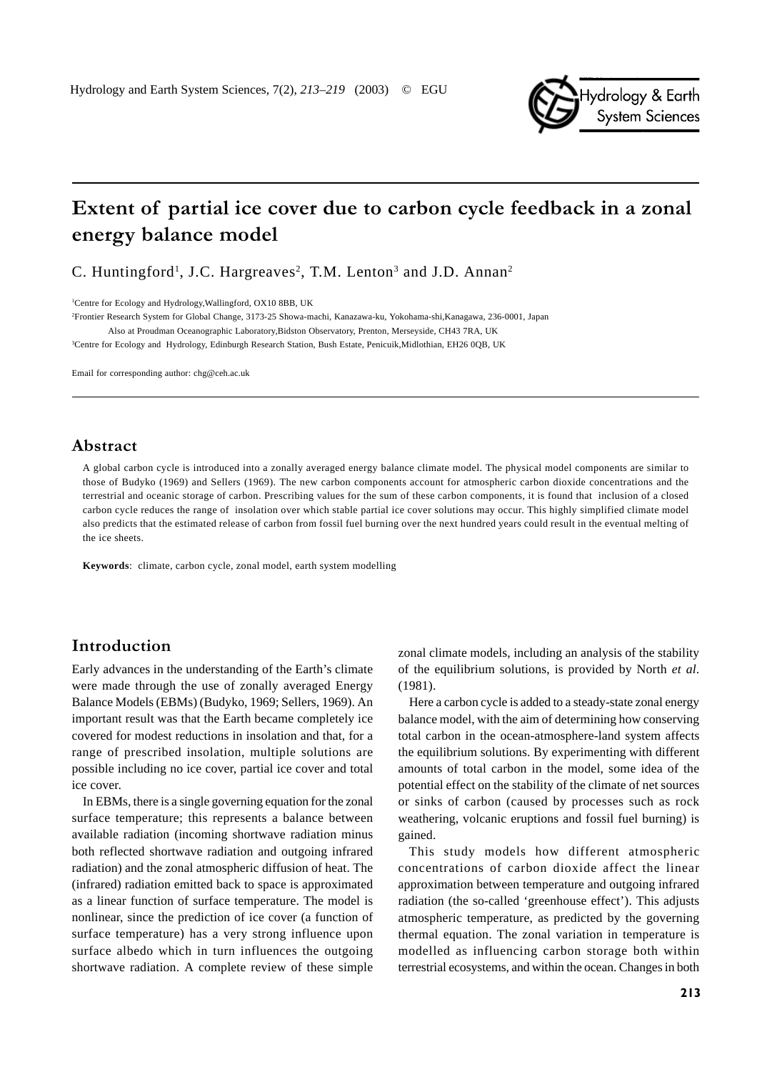# Extent of partial ice cover due to carbon cycle feedback in a zonal energy balance model

C. Huntingford[1], J.C. Hargreaves[2], T.M. Lenton[3] and J.D. Annan[2]

[1]Centre for Ecology and Hydrology,Wallingford, OX10 8BB, UK

[2]Frontier Research System for Global Change, 3173-25 Showa-machi, Kanazawa-ku, Yokohama-shi,Kanagawa, 236-0001, Japan

Also at Proudman Oceanographic Laboratory,Bidston Observatory, Prenton, Merseyside, CH43 7RA, UK

[3]Centre for Ecology and Hydrology, Edinburgh Research Station, Bush Estate, Penicuik,Midlothian, EH26 0QB, UK

Email for corresponding author: chg@ceh.ac.uk

## Abstract

A global carbon cycle is introduced into a zonally averaged energy balance climate model. The physical model components are similar to those of Budyko (1969) and Sellers (1969). The new carbon components account for atmospheric carbon dioxide concentrations and the terrestrial and oceanic storage of carbon. Prescribing values for the sum of these carbon components, it is found that inclusion of a closed carbon cycle reduces the range of insolation over which stable partial ice cover solutions may occur. This highly simplified climate model also predicts that the estimated release of carbon from fossil fuel burning over the next hundred years could result in the eventual melting of the ice sheets.

**Keywords**: climate, carbon cycle, zonal model, earth system modelling

## Introduction

Early advances in the understanding of the Earth's climate were made through the use of zonally averaged Energy Balance Models (EBMs) (Budyko, 1969; Sellers, 1969). An important result was that the Earth became completely ice covered for modest reductions in insolation and that, for a range of prescribed insolation, multiple solutions are possible including no ice cover, partial ice cover and total ice cover.

In EBMs, there is a single governing equation for the zonal surface temperature; this represents a balance between available radiation (incoming shortwave radiation minus both reflected shortwave radiation and outgoing infrared radiation) and the zonal atmospheric diffusion of heat. The (infrared) radiation emitted back to space is approximated as a linear function of surface temperature. The model is nonlinear, since the prediction of ice cover (a function of surface temperature) has a very strong influence upon surface albedo which in turn influences the outgoing shortwave radiation. A complete review of these simple zonal climate models, including an analysis of the stability of the equilibrium solutions, is provided by North *et al.* (1981).

Here a carbon cycle is added to a steady-state zonal energy balance model, with the aim of determining how conserving total carbon in the ocean-atmosphere-land system affects the equilibrium solutions. By experimenting with different amounts of total carbon in the model, some idea of the potential effect on the stability of the climate of net sources or sinks of carbon (caused by processes such as rock weathering, volcanic eruptions and fossil fuel burning) is gained.

This study models how different atmospheric concentrations of carbon dioxide affect the linear approximation between temperature and outgoing infrared radiation (the so-called 'greenhouse effect'). This adjusts atmospheric temperature, as predicted by the governing thermal equation. The zonal variation in temperature is modelled as influencing carbon storage both within terrestrial ecosystems, and within the ocean. Changes in both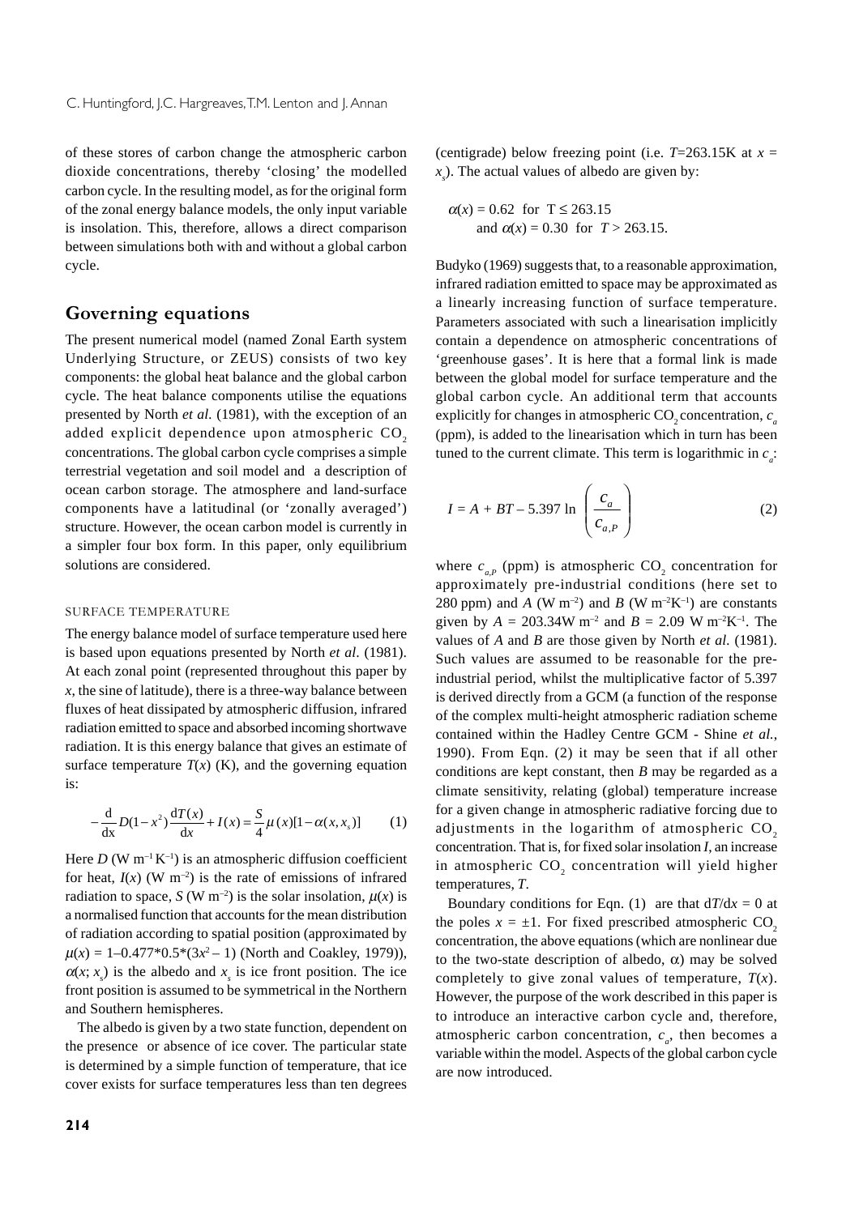of these stores of carbon change the atmospheric carbon dioxide concentrations, thereby 'closing' the modelled carbon cycle. In the resulting model, as for the original form of the zonal energy balance models, the only input variable is insolation. This, therefore, allows a direct comparison between simulations both with and without a global carbon cycle.

## Governing equations

The present numerical model (named Zonal Earth system Underlying Structure, or ZEUS) consists of two key components: the global heat balance and the global carbon cycle. The heat balance components utilise the equations presented by North *et al.* (1981), with the exception of an added explicit dependence upon atmospheric $CO_2$ concentrations. The global carbon cycle comprises a simple terrestrial vegetation and soil model and a description of ocean carbon storage. The atmosphere and land-surface components have a latitudinal (or 'zonally averaged') structure. However, the ocean carbon model is currently in a simpler four box form. In this paper, only equilibrium solutions are considered.

### SURFACE TEMPERATURE

The energy balance model of surface temperature used here is based upon equations presented by North *et al*. (1981). At each zonal point (represented throughout this paper by $x$, the sine of latitude), there is a three-way balance between fluxes of heat dissipated by atmospheric diffusion, infrared radiation emitted to space and absorbed incoming shortwave radiation. It is this energy balance that gives an estimate of surface temperature $T(x)$ (K), and the governing equation is:

$$-\frac{\mathrm{d}}{\mathrm{d}x} D(1-x^2)\frac{\mathrm{d}T(x)}{\mathrm{d}x} + I(x) = \frac{S}{4}\mu(x)[1-\alpha(x,x_s)] \qquad (1)$$

Here $D$ (W m$^{-1}$ K$^{-1}$) is an atmospheric diffusion coefficient for heat, $I(x)$ (W m$^{-2}$) is the rate of emissions of infrared radiation to space, $S$ (W m$^{-2}$) is the solar insolation, $\mu(x)$ is a normalised function that accounts for the mean distribution of radiation according to spatial position (approximated by $\mu(x) = 1–0.477*0.5*(3x^2 – 1)$ (North and Coakley, 1979)), $\alpha(x; x_s)$ is the albedo and $x_s$ is ice front position. The ice front position is assumed to be symmetrical in the Northern and Southern hemispheres.

The albedo is given by a two state function, dependent on the presence or absence of ice cover. The particular state is determined by a simple function of temperature, that ice cover exists for surface temperatures less than ten degrees (centigrade) below freezing point (i.e. $T$=263.15K at $x = x_s$). The actual values of albedo are given by:

$\alpha(x) = 0.62$ for $T \leq 263.15$
and $\alpha(x) = 0.30$ for $T > 263.15$.

Budyko (1969) suggests that, to a reasonable approximation, infrared radiation emitted to space may be approximated as a linearly increasing function of surface temperature. Parameters associated with such a linearisation implicitly contain a dependence on atmospheric concentrations of 'greenhouse gases'. It is here that a formal link is made between the global model for surface temperature and the global carbon cycle. An additional term that accounts explicitly for changes in atmospheric $CO_2$ concentration, $c_a$ (ppm), is added to the linearisation which in turn has been tuned to the current climate. This term is logarithmic in $c_a$:

$$I = A + BT - 5.397 \ln\left(\frac{c_a}{c_{a,P}}\right) \qquad (2)$$

where $c_{a,P}$ (ppm) is atmospheric $CO_2$ concentration for approximately pre-industrial conditions (here set to 280 ppm) and $A$ (W m$^{-2}$) and $B$ (W m$^{-2}$K$^{-1}$) are constants given by $A$ = 203.34W m$^{-2}$ and $B$ = 2.09 W m$^{-2}$K$^{-1}$. The values of $A$ and $B$ are those given by North *et al.* (1981). Such values are assumed to be reasonable for the pre-industrial period, whilst the multiplicative factor of 5.397 is derived directly from a GCM (a function of the response of the complex multi-height atmospheric radiation scheme contained within the Hadley Centre GCM - Shine *et al.*, 1990). From Eqn. (2) it may be seen that if all other conditions are kept constant, then $B$ may be regarded as a climate sensitivity, relating (global) temperature increase for a given change in atmospheric radiative forcing due to adjustments in the logarithm of atmospheric $CO_2$ concentration. That is, for fixed solar insolation $I$, an increase in atmospheric $CO_2$ concentration will yield higher temperatures, $T$.

Boundary conditions for Eqn. (1) are that $\mathrm{d}T/\mathrm{d}x = 0$ at the poles $x = \pm 1$. For fixed prescribed atmospheric $CO_2$ concentration, the above equations (which are nonlinear due to the two-state description of albedo, $\alpha$) may be solved completely to give zonal values of temperature, $T(x)$. However, the purpose of the work described in this paper is to introduce an interactive carbon cycle and, therefore, atmospheric carbon concentration, $c_a$, then becomes a variable within the model. Aspects of the global carbon cycle are now introduced.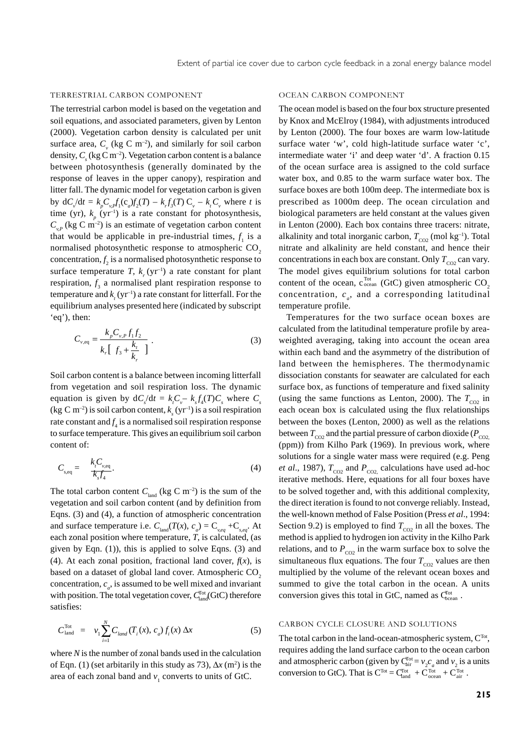### TERRESTRIAL CARBON COMPONENT

The terrestrial carbon model is based on the vegetation and soil equations, and associated parameters, given by Lenton (2000). Vegetation carbon density is calculated per unit surface area, $C_v$ (kg C m$^{-2}$), and similarly for soil carbon density, $C_s$ (kg C m$^{-2}$). Vegetation carbon content is a balance between photosynthesis (generally dominated by the response of leaves in the upper canopy), respiration and litter fall. The dynamic model for vegetation carbon is given by $dC_v/dt = k_p C_{v,P} f_1(c_a) f_2(T) - k_r f_3(T) C_v - k_t C_v$ where $t$ is time (yr), $k_p$ (yr$^{-1}$) is a rate constant for photosynthesis, $C_{v,P}$ (kg C m$^{-2}$) is an estimate of vegetation carbon content that would be applicable in pre-industrial times, $f_1$ is a normalised photosynthetic response to atmospheric $CO_2$ concentration, $f_2$ is a normalised photosynthetic response to surface temperature $T$, $k_r$ (yr$^{-1}$) a rate constant for plant respiration, $f_3$ a normalised plant respiration response to temperature and $k_t$ (yr$^{-1}$) a rate constant for litterfall. For the equilibrium analyses presented here (indicated by subscript 'eq'), then:

$$C_{v,\mathrm{eq}} = \frac{k_p C_{v,P} f_1 f_2}{k_r \left[ f_3 + \dfrac{k_t}{k_r} \right]} . \tag{3}$$

Soil carbon content is a balance between incoming litterfall from vegetation and soil respiration loss. The dynamic equation is given by $dC_s/dt = k_t C_v - k_s f_4(T) C_s$ where $C_s$ (kg C m$^{-2}$) is soil carbon content, $k_s$ (yr$^{-1}$) is a soil respiration rate constant and $f_4$ is a normalised soil respiration response to surface temperature. This gives an equilibrium soil carbon content of:

$$C_{s,\mathrm{eq}} = \frac{k_t C_{v,\mathrm{eq}}}{k_s f_4} . \tag{4}$$

The total carbon content $C_{\mathrm{land}}$ (kg C m$^{-2}$) is the sum of the vegetation and soil carbon content (and by definition from Eqns. (3) and (4), a function of atmospheric concentration and surface temperature i.e. $C_{\mathrm{land}}(T(x), c_a) = C_{v,eq} + C_{s,eq}$. At each zonal position where temperature, $T$, is calculated, (as given by Eqn. (1)), this is applied to solve Eqns. (3) and (4). At each zonal position, fractional land cover, $f(x)$, is based on a dataset of global land cover. Atmospheric $CO_2$ concentration, $c_a$, is assumed to be well mixed and invariant with position. The total vegetation cover, $C^{\mathrm{Tot}}_{\mathrm{land}}$(GtC) therefore satisfies:

$$C^{\mathrm{Tot}}_{\mathrm{land}} = v_1 \sum_{i=1}^{N} C_{land}(T_i(x), c_a)\, f_i(x)\, \Delta x \tag{5}$$

where $N$ is the number of zonal bands used in the calculation of Eqn. (1) (set arbitarily in this study as 73), $\Delta x$ (m$^2$) is the area of each zonal band and $v_1$ converts to units of GtC.

### OCEAN CARBON COMPONENT

The ocean model is based on the four box structure presented by Knox and McElroy (1984), with adjustments introduced by Lenton (2000). The four boxes are warm low-latitude surface water 'w', cold high-latitude surface water 'c', intermediate water 'i' and deep water 'd'. A fraction 0.15 of the ocean surface area is assigned to the cold surface water box, and 0.85 to the warm surface water box. The surface boxes are both 100m deep. The intermediate box is prescribed as 1000m deep. The ocean circulation and biological parameters are held constant at the values given in Lenton (2000). Each box contains three tracers: nitrate, alkalinity and total inorganic carbon, $T_{CO2}$ (mol kg$^{-1}$). Total nitrate and alkalinity are held constant, and hence their concentrations in each box are constant. Only $T_{CO2}$ can vary. The model gives equilibrium solutions for total carbon content of the ocean, $c^{\mathrm{Tot}}_{\mathrm{ocean}}$ (GtC) given atmospheric $CO_2$ concentration, $c_a$, and a corresponding latitudinal temperature profile.

Temperatures for the two surface ocean boxes are calculated from the latitudinal temperature profile by area-weighted averaging, taking into account the ocean area within each band and the asymmetry of the distribution of land between the hemispheres. The thermodynamic dissociation constants for seawater are calculated for each surface box, as functions of temperature and fixed salinity (using the same functions as Lenton, 2000). The $T_{CO2}$ in each ocean box is calculated using the flux relationships between the boxes (Lenton, 2000) as well as the relations between $T_{CO2}$ and the partial pressure of carbon dioxide ($P_{CO2,}$ (ppm)) from Kilho Park (1969). In previous work, where solutions for a single water mass were required (e.g. Peng *et al*., 1987), $T_{CO2}$ and $P_{CO2,}$ calculations have used ad-hoc iterative methods. Here, equations for all four boxes have to be solved together and, with this additional complexity, the direct iteration is found to not converge reliably. Instead, the well-known method of False Position (Press *et al*., 1994: Section 9.2) is employed to find $T_{CO2}$ in all the boxes. The method is applied to hydrogen ion activity in the Kilho Park relations, and to $P_{CO2}$ in the warm surface box to solve the simultaneous flux equations. The four $T_{CO2}$ values are then multiplied by the volume of the relevant ocean boxes and summed to give the total carbon in the ocean. A units conversion gives this total in GtC, named as $C^{\mathrm{Tot}}_{\mathrm{ocean}}$.

### CARBON CYCLE CLOSURE AND SOLUTIONS

The total carbon in the land-ocean-atmospheric system, $C^{\mathrm{Tot}}$, requires adding the land surface carbon to the ocean carbon and atmospheric carbon (given by $C^{\mathrm{Tot}}_{\mathrm{air}} = v_2 c_a$ and $v_2$ is a units conversion to GtC). That is $C^{\mathrm{Tot}} = C^{\mathrm{Tot}}_{\mathrm{land}} + C^{\mathrm{Tot}}_{\mathrm{ocean}} + C^{\mathrm{Tot}}_{\mathrm{air}}$.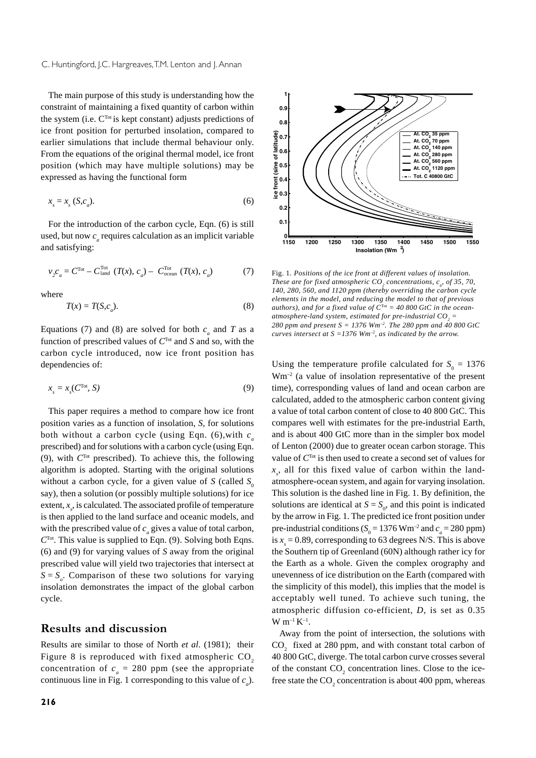The main purpose of this study is understanding how the constraint of maintaining a fixed quantity of carbon within the system (i.e. $C^{Tot}$ is kept constant) adjusts predictions of ice front position for perturbed insolation, compared to earlier simulations that include thermal behaviour only. From the equations of the original thermal model, ice front position (which may have multiple solutions) may be expressed as having the functional form

$$x_s = x_s(S, c_a). \tag{6}$$

For the introduction of the carbon cycle, Eqn. (6) is still used, but now $c_a$ requires calculation as an implicit variable and satisfying:

$$v_2 c_a = C^{Tot} - C^{Tot}_{land}(T(x), c_a) - C^{Tot}_{ocean}(T(x), c_a) \tag{7}$$

where

$$T(x) = T(S, c_a). \tag{8}$$

Equations (7) and (8) are solved for both $c_a$ and $T$ as a function of prescribed values of $C^{Tot}$ and $S$ and so, with the carbon cycle introduced, now ice front position has dependencies of:

$$x_s = x_s(C^{Tot}, S) \tag{9}$$

This paper requires a method to compare how ice front position varies as a function of insolation, $S$, for solutions both without a carbon cycle (using Eqn. (6), with $c_a$ prescribed) and for solutions with a carbon cycle (using Eqn. (9), with $C^{Tot}$ prescribed). To achieve this, the following algorithm is adopted. Starting with the original solutions without a carbon cycle, for a given value of $S$ (called $S_0$ say), then a solution (or possibly multiple solutions) for ice extent, $x_s$, is calculated. The associated profile of temperature is then applied to the land surface and oceanic models, and with the prescribed value of $c_a$ gives a value of total carbon, $C^{Tot}$. This value is supplied to Eqn. (9). Solving both Eqns. (6) and (9) for varying values of $S$ away from the original prescribed value will yield two trajectories that intersect at $S = S_o$. Comparison of these two solutions for varying insolation demonstrates the impact of the global carbon cycle.

## Results and discussion

Results are similar to those of North *et al*. (1981); their Figure 8 is reproduced with fixed atmospheric $CO_2$ concentration of $c_a$ = 280 ppm (see the appropriate continuous line in Fig. 1 corresponding to this value of $c_a$).

Fig. 1. *Positions of the ice front at different values of insolation. These are for fixed atmospheric $CO_2$ concentrations, $c_a$, of 35, 70, 140, 280, 560, and 1120 ppm (thereby overriding the carbon cycle elements in the model, and reducing the model to that of previous authors), and for a fixed value of $C^{Tot}$ = 40 800 GtC in the ocean-atmosphere-land system, estimated for pre-industrial $CO_2$ = 280 ppm and present $S$ = 1376 $Wm^{-2}$. The 280 ppm and 40 800 GtC curves intersect at $S$ = 1376 $Wm^{-2}$, as indicated by the arrow.*

Using the temperature profile calculated for $S_0$ = 1376 $Wm^{-2}$ (a value of insolation representative of the present time), corresponding values of land and ocean carbon are calculated, added to the atmospheric carbon content giving a value of total carbon content of close to 40 800 GtC. This compares well with estimates for the pre-industrial Earth, and is about 400 GtC more than in the simpler box model of Lenton (2000) due to greater ocean carbon storage. This value of $C^{Tot}$ is then used to create a second set of values for $x_s$, all for this fixed value of carbon within the land-atmosphere-ocean system, and again for varying insolation. This solution is the dashed line in Fig. 1. By definition, the solutions are identical at $S = S_0$, and this point is indicated by the arrow in Fig. 1. The predicted ice front position under pre-industrial conditions ($S_0$ = 1376 $Wm^{-2}$ and $c_a$ = 280 ppm) is $x_s$ = 0.89, corresponding to 63 degrees N/S. This is above the Southern tip of Greenland (60N) although rather icy for the Earth as a whole. Given the complex orography and unevenness of ice distribution on the Earth (compared with the simplicity of this model), this implies that the model is acceptably well tuned. To achieve such tuning, the atmospheric diffusion co-efficient, $D$, is set as 0.35 $W\,m^{-1}\,K^{-1}$.

Away from the point of intersection, the solutions with $CO_2$ fixed at 280 ppm, and with constant total carbon of 40 800 GtC, diverge. The total carbon curve crosses several of the constant $CO_2$ concentration lines. Close to the ice-free state the $CO_2$ concentration is about 400 ppm, whereas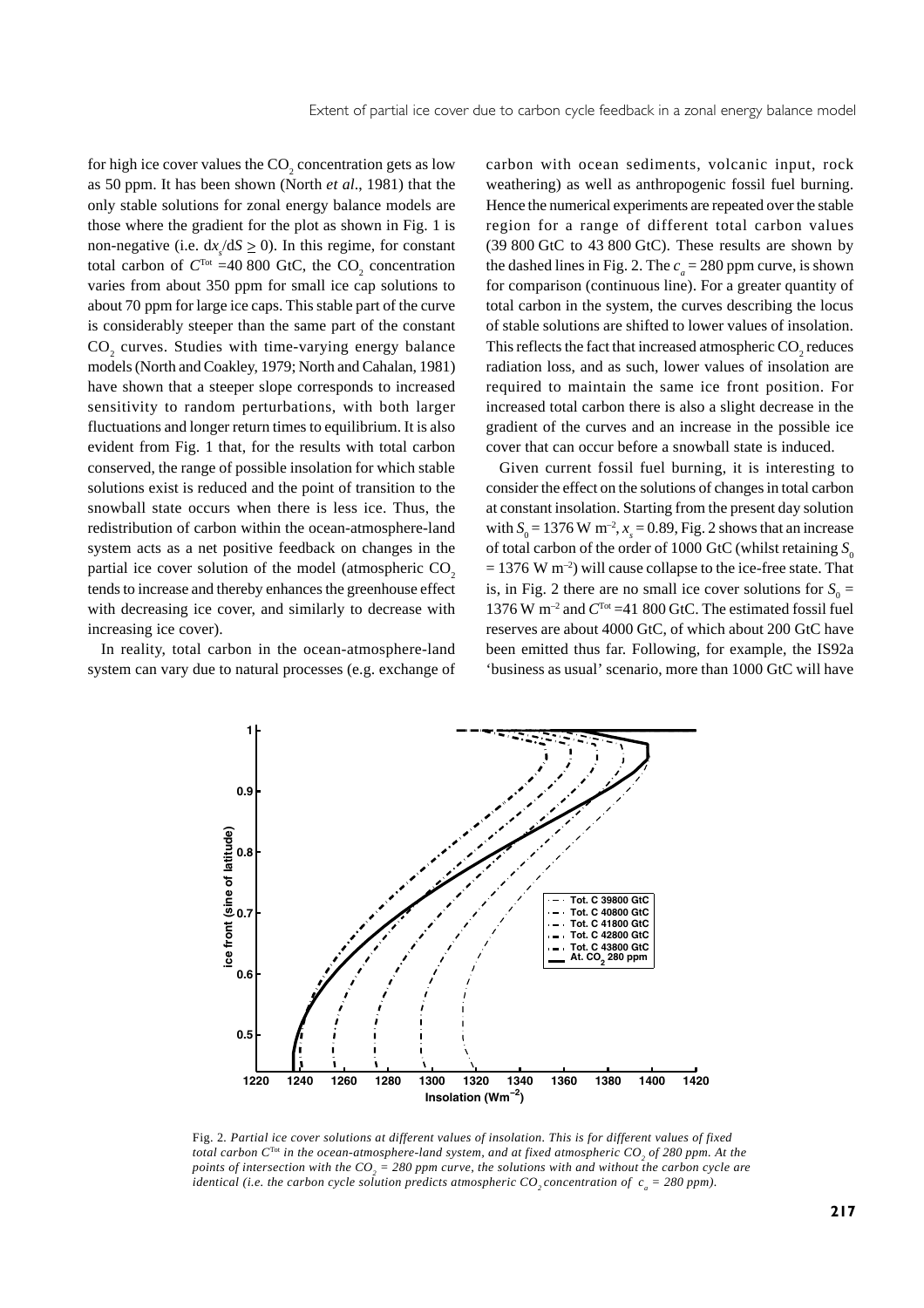for high ice cover values the $CO_2$ concentration gets as low as 50 ppm. It has been shown (North *et al*., 1981) that the only stable solutions for zonal energy balance models are those where the gradient for the plot as shown in Fig. 1 is non-negative (i.e. $dx_s/dS \geq 0$). In this regime, for constant total carbon of $C^{Tot}$ =40 800 GtC, the $CO_2$ concentration varies from about 350 ppm for small ice cap solutions to about 70 ppm for large ice caps. This stable part of the curve is considerably steeper than the same part of the constant $CO_2$ curves. Studies with time-varying energy balance models (North and Coakley, 1979; North and Cahalan, 1981) have shown that a steeper slope corresponds to increased sensitivity to random perturbations, with both larger fluctuations and longer return times to equilibrium. It is also evident from Fig. 1 that, for the results with total carbon conserved, the range of possible insolation for which stable solutions exist is reduced and the point of transition to the snowball state occurs when there is less ice. Thus, the redistribution of carbon within the ocean-atmosphere-land system acts as a net positive feedback on changes in the partial ice cover solution of the model (atmospheric $CO_2$ tends to increase and thereby enhances the greenhouse effect with decreasing ice cover, and similarly to decrease with increasing ice cover).

In reality, total carbon in the ocean-atmosphere-land system can vary due to natural processes (e.g. exchange of carbon with ocean sediments, volcanic input, rock weathering) as well as anthropogenic fossil fuel burning. Hence the numerical experiments are repeated over the stable region for a range of different total carbon values (39 800 GtC to 43 800 GtC). These results are shown by the dashed lines in Fig. 2. The $c_a$ = 280 ppm curve, is shown for comparison (continuous line). For a greater quantity of total carbon in the system, the curves describing the locus of stable solutions are shifted to lower values of insolation. This reflects the fact that increased atmospheric $CO_2$ reduces radiation loss, and as such, lower values of insolation are required to maintain the same ice front position. For increased total carbon there is also a slight decrease in the gradient of the curves and an increase in the possible ice cover that can occur before a snowball state is induced.

Given current fossil fuel burning, it is interesting to consider the effect on the solutions of changes in total carbon at constant insolation. Starting from the present day solution with $S_0$ = 1376 W m$^{-2}$, $x_s$ = 0.89, Fig. 2 shows that an increase of total carbon of the order of 1000 GtC (whilst retaining $S_0$ = 1376 W m$^{-2}$) will cause collapse to the ice-free state. That is, in Fig. 2 there are no small ice cover solutions for $S_0$ = 1376 W m$^{-2}$ and $C^{Tot}$ =41 800 GtC. The estimated fossil fuel reserves are about 4000 GtC, of which about 200 GtC have been emitted thus far. Following, for example, the IS92a 'business as usual' scenario, more than 1000 GtC will have

Fig. 2. *Partial ice cover solutions at different values of insolation. This is for different values of fixed total carbon $C^{Tot}$ in the ocean-atmosphere-land system, and at fixed atmospheric $CO_2$ of 280 ppm. At the points of intersection with the $CO_2$ = 280 ppm curve, the solutions with and without the carbon cycle are identical (i.e. the carbon cycle solution predicts atmospheric $CO_2$ concentration of $c_a$ = 280 ppm).*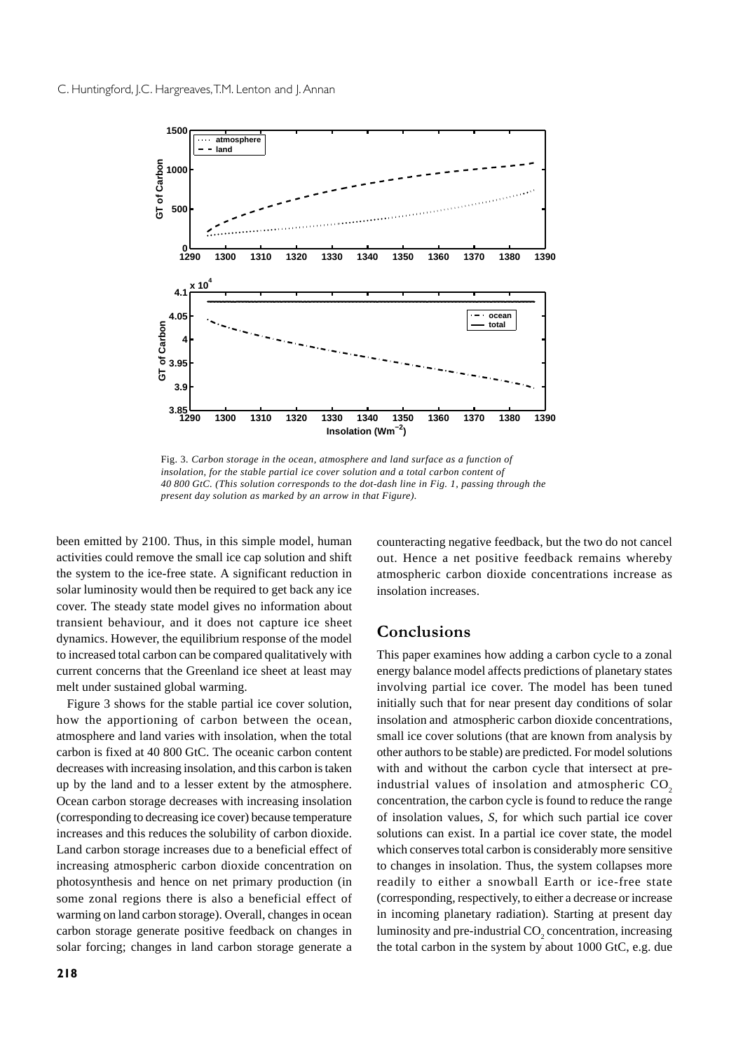Fig. 3. *Carbon storage in the ocean, atmosphere and land surface as a function of insolation, for the stable partial ice cover solution and a total carbon content of 40 800 GtC. (This solution corresponds to the dot-dash line in Fig. 1, passing through the present day solution as marked by an arrow in that Figure).*

been emitted by 2100. Thus, in this simple model, human activities could remove the small ice cap solution and shift the system to the ice-free state. A significant reduction in solar luminosity would then be required to get back any ice cover. The steady state model gives no information about transient behaviour, and it does not capture ice sheet dynamics. However, the equilibrium response of the model to increased total carbon can be compared qualitatively with current concerns that the Greenland ice sheet at least may melt under sustained global warming.

Figure 3 shows for the stable partial ice cover solution, how the apportioning of carbon between the ocean, atmosphere and land varies with insolation, when the total carbon is fixed at 40 800 GtC. The oceanic carbon content decreases with increasing insolation, and this carbon is taken up by the land and to a lesser extent by the atmosphere. Ocean carbon storage decreases with increasing insolation (corresponding to decreasing ice cover) because temperature increases and this reduces the solubility of carbon dioxide. Land carbon storage increases due to a beneficial effect of increasing atmospheric carbon dioxide concentration on photosynthesis and hence on net primary production (in some zonal regions there is also a beneficial effect of warming on land carbon storage). Overall, changes in ocean carbon storage generate positive feedback on changes in solar forcing; changes in land carbon storage generate a counteracting negative feedback, but the two do not cancel out. Hence a net positive feedback remains whereby atmospheric carbon dioxide concentrations increase as insolation increases.

## Conclusions

This paper examines how adding a carbon cycle to a zonal energy balance model affects predictions of planetary states involving partial ice cover. The model has been tuned initially such that for near present day conditions of solar insolation and atmospheric carbon dioxide concentrations, small ice cover solutions (that are known from analysis by other authors to be stable) are predicted. For model solutions with and without the carbon cycle that intersect at pre-industrial values of insolation and atmospheric $CO_2$ concentration, the carbon cycle is found to reduce the range of insolation values, *S*, for which such partial ice cover solutions can exist. In a partial ice cover state, the model which conserves total carbon is considerably more sensitive to changes in insolation. Thus, the system collapses more readily to either a snowball Earth or ice-free state (corresponding, respectively, to either a decrease or increase in incoming planetary radiation). Starting at present day luminosity and pre-industrial $CO_2$ concentration, increasing the total carbon in the system by about 1000 GtC, e.g. due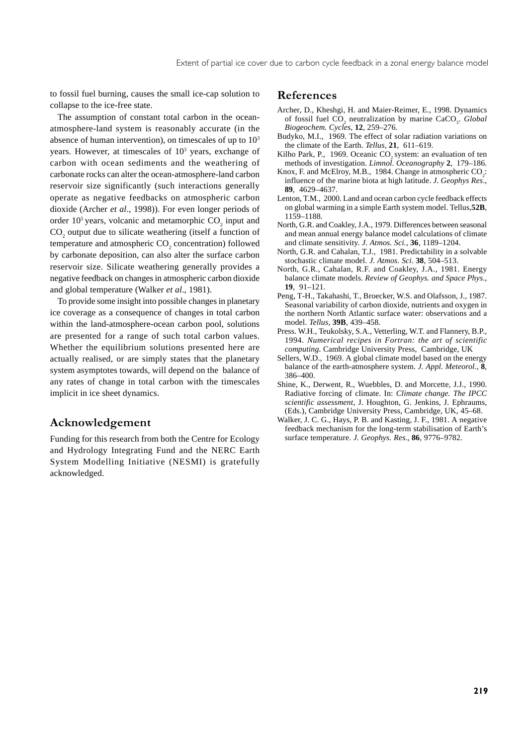to fossil fuel burning, causes the small ice-cap solution to collapse to the ice-free state.

The assumption of constant total carbon in the ocean-atmosphere-land system is reasonably accurate (in the absence of human intervention), on timescales of up to $10^3$ years. However, at timescales of $10^3$ years, exchange of carbon with ocean sediments and the weathering of carbonate rocks can alter the ocean-atmosphere-land carbon reservoir size significantly (such interactions generally operate as negative feedbacks on atmospheric carbon dioxide (Archer *et al*., 1998)). For even longer periods of order $10^5$ years, volcanic and metamorphic $CO_2$ input and $CO_2$ output due to silicate weathering (itself a function of temperature and atmospheric $CO_2$ concentration) followed by carbonate deposition, can also alter the surface carbon reservoir size. Silicate weathering generally provides a negative feedback on changes in atmospheric carbon dioxide and global temperature (Walker *et al*., 1981).

To provide some insight into possible changes in planetary ice coverage as a consequence of changes in total carbon within the land-atmosphere-ocean carbon pool, solutions are presented for a range of such total carbon values. Whether the equilibrium solutions presented here are actually realised, or are simply states that the planetary system asymptotes towards, will depend on the balance of any rates of change in total carbon with the timescales implicit in ice sheet dynamics.

## Acknowledgement

Funding for this research from both the Centre for Ecology and Hydrology Integrating Fund and the NERC Earth System Modelling Initiative (NESMI) is gratefully acknowledged.

## References

Archer, D., Kheshgi, H. and Maier-Reimer, E., 1998. Dynamics of fossil fuel $CO_2$ neutralization by marine $CaCO_3$. *Global Biogeochem. Cycles*, **12**, 259–276.

Budyko, M.I., 1969. The effect of solar radiation variations on the climate of the Earth. *Tellus*, **21**, 611–619.

Kilho Park, P., 1969. Oceanic $CO_2$ system: an evaluation of ten methods of investigation. *Limnol. Oceanography* **2**, 179–186.

Knox, F. and McElroy, M.B., 1984. Change in atmospheric $CO_2$: influence of the marine biota at high latitude. *J. Geophys Res*., **89**, 4629–4637.

Lenton, T.M., 2000. Land and ocean carbon cycle feedback effects on global warming in a simple Earth system model. Tellus,**52B**, 1159–1188.

North, G.R. and Coakley, J.A., 1979. Differences between seasonal and mean annual energy balance model calculations of climate and climate sensitivity. *J. Atmos. Sci.*, **36**, 1189–1204.

North, G.R. and Cahalan, T.J., 1981. Predictability in a solvable stochastic climate model. *J. Atmos. Sci*. **38**, 504–513.

North, G.R., Cahalan, R.F. and Coakley, J.A., 1981. Energy balance climate models. *Review of Geophys. and Space Phys*., **19**, 91–121.

Peng, T-H., Takahashi, T., Broecker, W.S. and Olafsson, J., 1987. Seasonal variability of carbon dioxide, nutrients and oxygen in the northern North Atlantic surface water: observations and a model. *Tellus*, **39B**, 439–458.

Press. W.H., Teukolsky, S.A., Vetterling, W.T. and Flannery, B.P., 1994. *Numerical recipes in Fortran: the art of scientific computing*. Cambridge University Press, Cambridge, UK

Sellers, W.D., 1969. A global climate model based on the energy balance of the earth-atmosphere system. *J. Appl. Meteorol.*, **8**, 386–400.

Shine, K., Derwent, R., Wuebbles, D. and Morcette, J.J., 1990. Radiative forcing of climate. In: *Climate change. The IPCC scientific assessment*, J. Houghton, G. Jenkins, J. Ephraums, (Eds.), Cambridge University Press, Cambridge, UK, 45–68.

Walker, J. C. G., Hays, P. B. and Kasting, J. F., 1981. A negative feedback mechanism for the long-term stabilisation of Earth's surface temperature. *J. Geophys. Res*., **86**, 9776–9782.